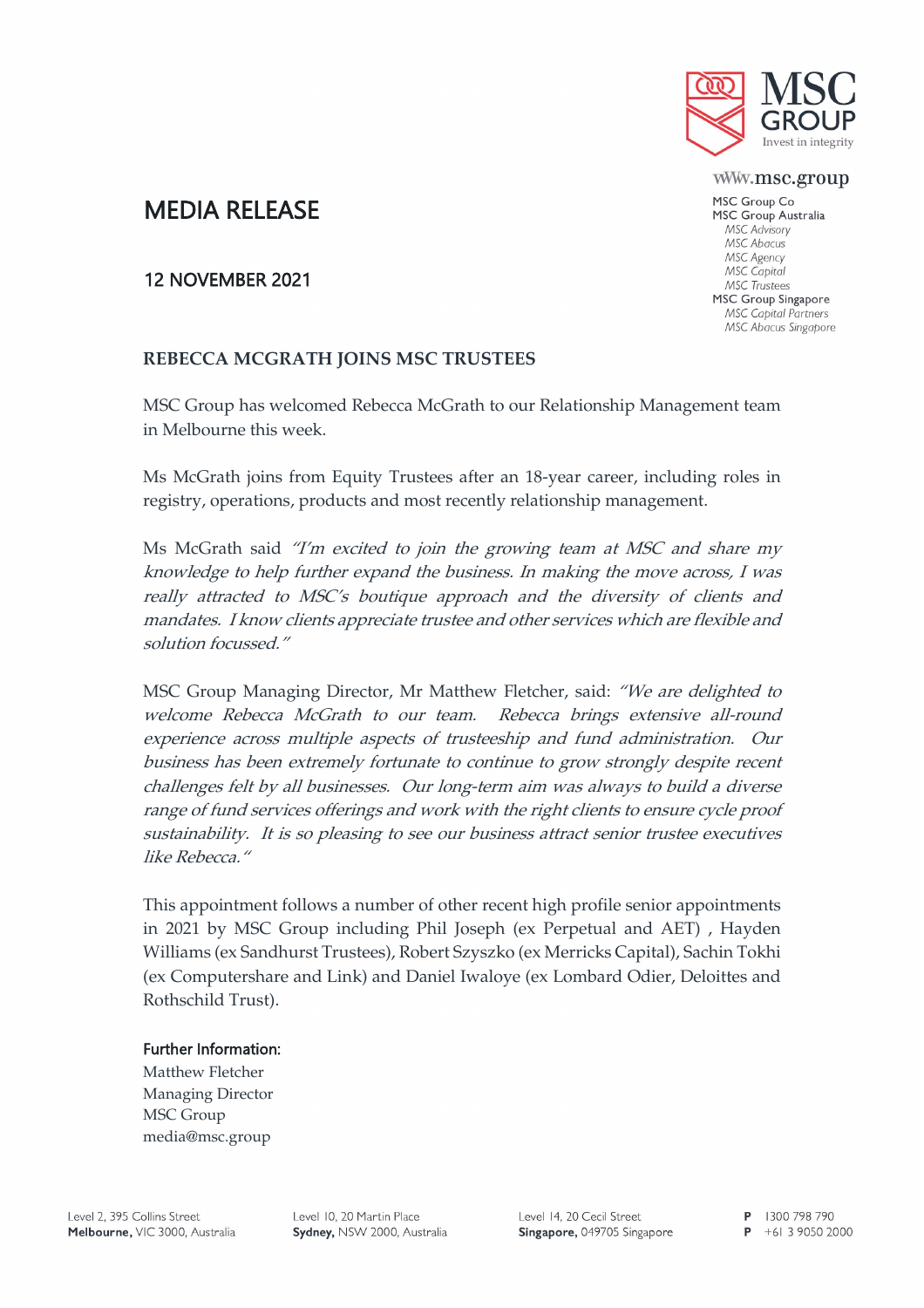MSC GROUP

Invest in integrity

www.msc.group

MSC Group Co
MSC Group Australia
*MSC Advisory*
*MSC Abacus*
*MSC Agency*
*MSC Capital*
*MSC Trustees*
MSC Group Singapore
*MSC Capital Partners*
*MSC Abacus Singapore*

# MEDIA RELEASE

## 12 NOVEMBER 2021

### REBECCA MCGRATH JOINS MSC TRUSTEES

MSC Group has welcomed Rebecca McGrath to our Relationship Management team in Melbourne this week.

Ms McGrath joins from Equity Trustees after an 18-year career, including roles in registry, operations, products and most recently relationship management.

Ms McGrath said *"I'm excited to join the growing team at MSC and share my knowledge to help further expand the business. In making the move across, I was really attracted to MSC's boutique approach and the diversity of clients and mandates. I know clients appreciate trustee and other services which are flexible and solution focussed."*

MSC Group Managing Director, Mr Matthew Fletcher, said: *"We are delighted to welcome Rebecca McGrath to our team. Rebecca brings extensive all-round experience across multiple aspects of trusteeship and fund administration. Our business has been extremely fortunate to continue to grow strongly despite recent challenges felt by all businesses. Our long-term aim was always to build a diverse range of fund services offerings and work with the right clients to ensure cycle proof sustainability. It is so pleasing to see our business attract senior trustee executives like Rebecca."*

This appointment follows a number of other recent high profile senior appointments in 2021 by MSC Group including Phil Joseph (ex Perpetual and AET) , Hayden Williams (ex Sandhurst Trustees), Robert Szyszko (ex Merricks Capital), Sachin Tokhi (ex Computershare and Link) and Daniel Iwaloye (ex Lombard Odier, Deloittes and Rothschild Trust).

**Further Information:**
Matthew Fletcher
Managing Director
MSC Group
media@msc.group

Level 2, 395 Collins Street
**Melbourne,** VIC 3000, Australia

Level 10, 20 Martin Place
**Sydney,** NSW 2000, Australia

Level 14, 20 Cecil Street
**Singapore,** 049705 Singapore

**P** 1300 798 790
**P** +61 3 9050 2000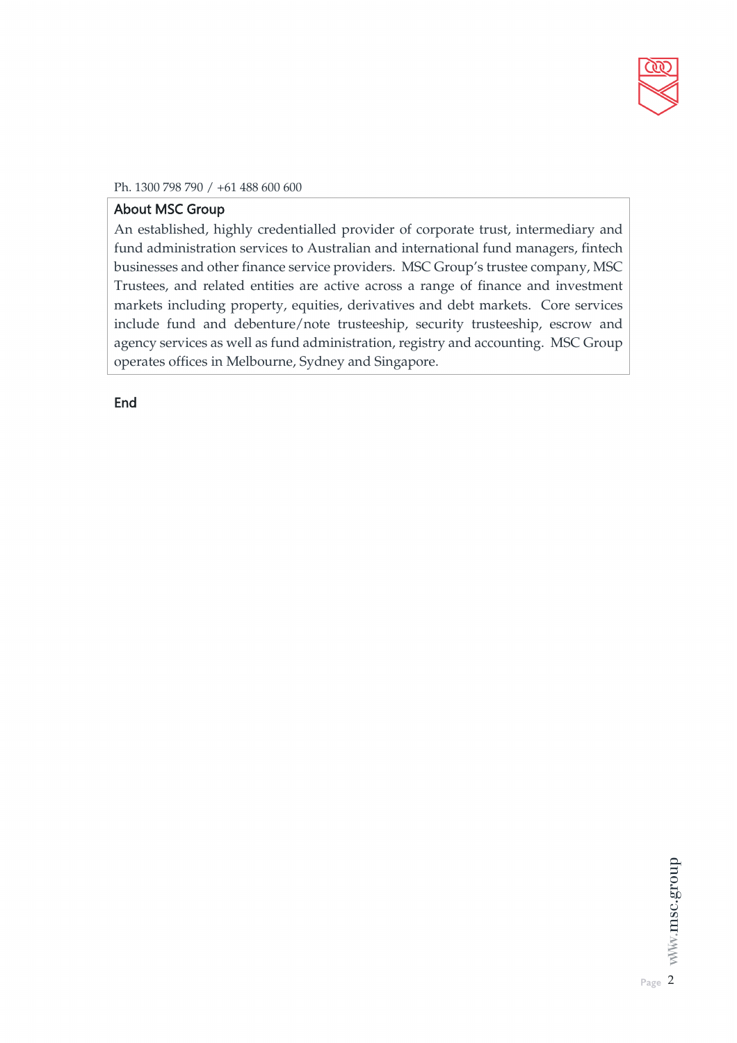Ph. 1300 798 790 / +61 488 600 600

**About MSC Group**

An established, highly credentialled provider of corporate trust, intermediary and fund administration services to Australian and international fund managers, fintech businesses and other finance service providers. MSC Group's trustee company, MSC Trustees, and related entities are active across a range of finance and investment markets including property, equities, derivatives and debt markets. Core services include fund and debenture/note trusteeship, security trusteeship, escrow and agency services as well as fund administration, registry and accounting. MSC Group operates offices in Melbourne, Sydney and Singapore.

**End**